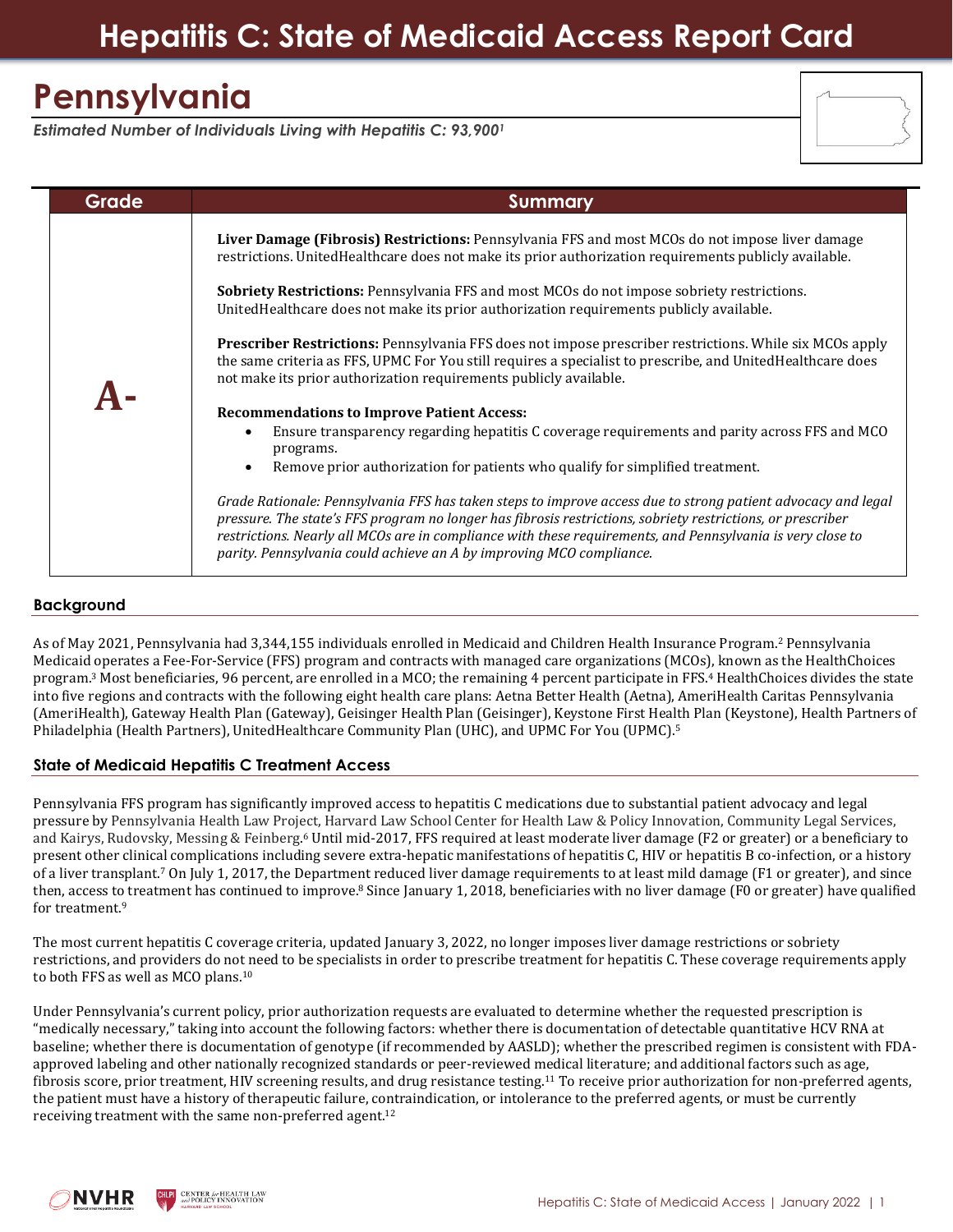# Hepatitis C: State of Medicaid Access Report Card

## Pennsylvania

***Estimated Number of Individuals Living with Hepatitis C: 93,900[1]***

| Grade | Summary |
|---|---|
| **A-** | **Liver Damage (Fibrosis) Restrictions:** Pennsylvania FFS and most MCOs do not impose liver damage restrictions. UnitedHealthcare does not make its prior authorization requirements publicly available.<br><br>**Sobriety Restrictions:** Pennsylvania FFS and most MCOs do not impose sobriety restrictions. UnitedHealthcare does not make its prior authorization requirements publicly available.<br><br>**Prescriber Restrictions:** Pennsylvania FFS does not impose prescriber restrictions. While six MCOs apply the same criteria as FFS, UPMC For You still requires a specialist to prescribe, and UnitedHealthcare does not make its prior authorization requirements publicly available.<br><br>**Recommendations to Improve Patient Access:**<br>• Ensure transparency regarding hepatitis C coverage requirements and parity across FFS and MCO programs.<br>• Remove prior authorization for patients who qualify for simplified treatment.<br><br>*Grade Rationale: Pennsylvania FFS has taken steps to improve access due to strong patient advocacy and legal pressure. The state's FFS program no longer has fibrosis restrictions, sobriety restrictions, or prescriber restrictions. Nearly all MCOs are in compliance with these requirements, and Pennsylvania is very close to parity. Pennsylvania could achieve an A by improving MCO compliance.* |

### Background

As of May 2021, Pennsylvania had 3,344,155 individuals enrolled in Medicaid and Children Health Insurance Program.[2] Pennsylvania Medicaid operates a Fee-For-Service (FFS) program and contracts with managed care organizations (MCOs), known as the HealthChoices program.[3] Most beneficiaries, 96 percent, are enrolled in a MCO; the remaining 4 percent participate in FFS.[4] HealthChoices divides the state into five regions and contracts with the following eight health care plans: Aetna Better Health (Aetna), AmeriHealth Caritas Pennsylvania (AmeriHealth), Gateway Health Plan (Gateway), Geisinger Health Plan (Geisinger), Keystone First Health Plan (Keystone), Health Partners of Philadelphia (Health Partners), UnitedHealthcare Community Plan (UHC), and UPMC For You (UPMC).[5]

### State of Medicaid Hepatitis C Treatment Access

Pennsylvania FFS program has significantly improved access to hepatitis C medications due to substantial patient advocacy and legal pressure by Pennsylvania Health Law Project, Harvard Law School Center for Health Law & Policy Innovation, Community Legal Services, and Kairys, Rudovsky, Messing & Feinberg.[6] Until mid-2017, FFS required at least moderate liver damage (F2 or greater) or a beneficiary to present other clinical complications including severe extra-hepatic manifestations of hepatitis C, HIV or hepatitis B co-infection, or a history of a liver transplant.[7] On July 1, 2017, the Department reduced liver damage requirements to at least mild damage (F1 or greater), and since then, access to treatment has continued to improve.[8] Since January 1, 2018, beneficiaries with no liver damage (F0 or greater) have qualified for treatment.[9]

The most current hepatitis C coverage criteria, updated January 3, 2022, no longer imposes liver damage restrictions or sobriety restrictions, and providers do not need to be specialists in order to prescribe treatment for hepatitis C. These coverage requirements apply to both FFS as well as MCO plans.[10]

Under Pennsylvania's current policy, prior authorization requests are evaluated to determine whether the requested prescription is "medically necessary," taking into account the following factors: whether there is documentation of detectable quantitative HCV RNA at baseline; whether there is documentation of genotype (if recommended by AASLD); whether the prescribed regimen is consistent with FDA-approved labeling and other nationally recognized standards or peer-reviewed medical literature; and additional factors such as age, fibrosis score, prior treatment, HIV screening results, and drug resistance testing.[11] To receive prior authorization for non-preferred agents, the patient must have a history of therapeutic failure, contraindication, or intolerance to the preferred agents, or must be currently receiving treatment with the same non-preferred agent.[12]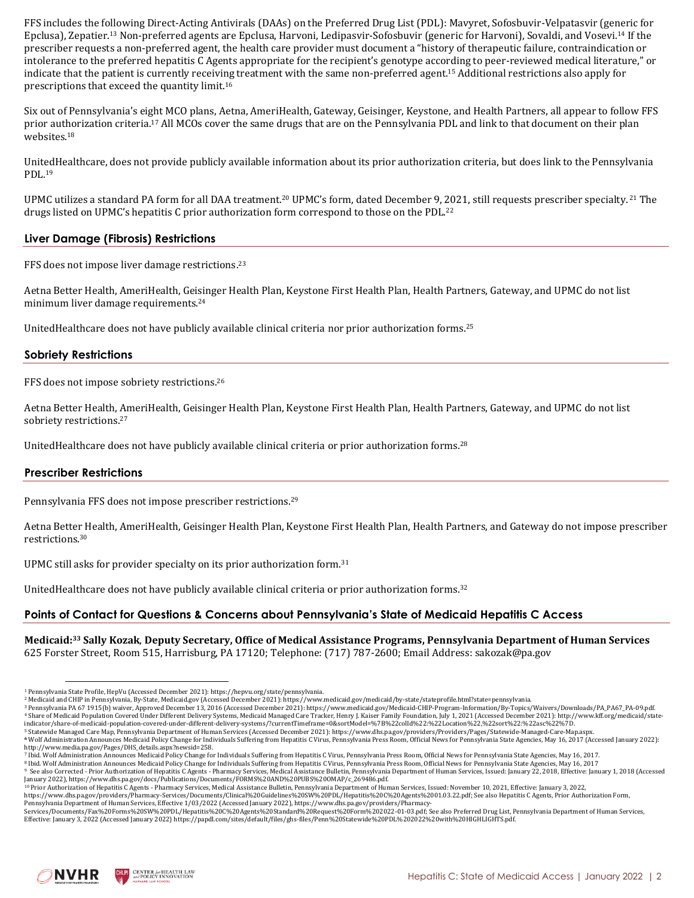FFS includes the following Direct-Acting Antivirals (DAAs) on the Preferred Drug List (PDL): Mavyret, Sofosbuvir-Velpatasvir (generic for Epclusa), Zepatier.[13] Non-preferred agents are Epclusa, Harvoni, Ledipasvir-Sofosbuvir (generic for Harvoni), Sovaldi, and Vosevi.[14] If the prescriber requests a non-preferred agent, the health care provider must document a "history of therapeutic failure, contraindication or intolerance to the preferred hepatitis C Agents appropriate for the recipient's genotype according to peer-reviewed medical literature," or indicate that the patient is currently receiving treatment with the same non-preferred agent.[15] Additional restrictions also apply for prescriptions that exceed the quantity limit.[16]

Six out of Pennsylvania's eight MCO plans, Aetna, AmeriHealth, Gateway, Geisinger, Keystone, and Health Partners, all appear to follow FFS prior authorization criteria.[17] All MCOs cover the same drugs that are on the Pennsylvania PDL and link to that document on their plan websites.[18]

UnitedHealthcare, does not provide publicly available information about its prior authorization criteria, but does link to the Pennsylvania PDL.[19]

UPMC utilizes a standard PA form for all DAA treatment.[20] UPMC's form, dated December 9, 2021, still requests prescriber specialty.[21] The drugs listed on UPMC's hepatitis C prior authorization form correspond to those on the PDL.[22]

## Liver Damage (Fibrosis) Restrictions

FFS does not impose liver damage restrictions.[23]

Aetna Better Health, AmeriHealth, Geisinger Health Plan, Keystone First Health Plan, Health Partners, Gateway, and UPMC do not list minimum liver damage requirements.[24]

UnitedHealthcare does not have publicly available clinical criteria nor prior authorization forms.[25]

## Sobriety Restrictions

FFS does not impose sobriety restrictions.[26]

Aetna Better Health, AmeriHealth, Geisinger Health Plan, Keystone First Health Plan, Health Partners, Gateway, and UPMC do not list sobriety restrictions.[27]

UnitedHealthcare does not have publicly available clinical criteria or prior authorization forms.[28]

## Prescriber Restrictions

Pennsylvania FFS does not impose prescriber restrictions.[29]

Aetna Better Health, AmeriHealth, Geisinger Health Plan, Keystone First Health Plan, Health Partners, and Gateway do not impose prescriber restrictions.[30]

UPMC still asks for provider specialty on its prior authorization form.[31]

UnitedHealthcare does not have publicly available clinical criteria or prior authorization forms.[32]

## Points of Contact for Questions & Concerns about Pennsylvania's State of Medicaid Hepatitis C Access

**Medicaid:[33] Sally Kozak, Deputy Secretary, Office of Medical Assistance Programs, Pennsylvania Department of Human Services**
625 Forster Street, Room 515, Harrisburg, PA 17120; Telephone: (717) 787-2600; Email Address: sakozak@pa.gov

---

[1] Pennsylvania State Profile, HepVu (Accessed December 2021): https://hepvu.org/state/pennsylvania.

[2] Medicaid and CHIP in Pennsylvania, By-State, Medicaid.gov (Accessed December 2021): https://www.medicaid.gov/medicaid/by-state/stateprofile.html?state=pennsylvania.

[3] Pennsylvania PA 67 1915(b) waiver, Approved December 13, 2016 (Accessed December 2021): https://www.medicaid.gov/Medicaid-CHIP-Program-Information/By-Topics/Waivers/Downloads/PA_PA67_PA-09.pdf.

[4] Share of Medicaid Population Covered Under Different Delivery Systems, Medicaid Managed Care Tracker, Henry J. Kaiser Family Foundation, July 1, 2021 (Accessed December 2021): http://www.kff.org/medicaid/state-indicator/share-of-medicaid-population-covered-under-different-delivery-systems/?currentTimeframe=0&sortModel=%7B%22colId%22:%22Location%22,%22sort%22:%22asc%22%7D.

[5] Statewide Managed Care Map, Pennsylvania Department of Human Services (Accessed December 2021): https://www.dhs.pa.gov/providers/Providers/Pages/Statewide-Managed-Care-Map.aspx.

[6] Wolf Administration Announces Medicaid Policy Change for Individuals Suffering from Hepatitis C Virus, Pennsylvania Press Room, Official News for Pennsylvania State Agencies, May 16, 2017 (Accessed January 2022): http://www.media.pa.gov/Pages/DHS_details.aspx?newsid=258.

[7] Ibid. Wolf Administration Announces Medicaid Policy Change for Individuals Suffering from Hepatitis C Virus, Pennsylvania Press Room, Official News for Pennsylvania State Agencies, May 16, 2017.

[8] Ibid. Wolf Administration Announces Medicaid Policy Change for Individuals Suffering from Hepatitis C Virus, Pennsylvania Press Room, Official News for Pennsylvania State Agencies, May 16, 2017

[9] See also Corrected - Prior Authorization of Hepatitis C Agents - Pharmacy Services, Medical Assistance Bulletin, Pennsylvania Department of Human Services, Issued: January 22, 2018, Effective: January 1, 2018 (Accessed January 2022), https://www.dhs.pa.gov/docs/Publications/Documents/FORMS%20AND%20PUBS%20OMAP/c_269486.pdf.

[10] Prior Authorization of Hepatitis C Agents - Pharmacy Services, Medical Assistance Bulletin, Pennsylvania Department of Human Services, Issued: November 10, 2021, Effective: January 3, 2022, https://www.dhs.pa.gov/providers/Pharmacy-Services/Documents/Clinical%20Guidelines%20SW%20PDL/Hepatitis%20C%20Agents%2001.03.22.pdf; See also Hepatitis C Agents, Prior Authorization Form, Pennsylvania Department of Human Services, Effective 1/03/2022 (Accessed January 2022), https://www.dhs.pa.gov/providers/Pharmacy-Services/Documents/Fax%20Forms%20SW%20PDL/Hepatitis%20C%20Agents%20Standard%20Request%20Form%202022-01-03.pdf; See also Preferred Drug List, Pennsylvania Department of Human Services, Effective: January 3, 2022 (Accessed January 2022) https://papdl.com/sites/default/files/ghs-files/Penn%20Statewide%20PDL%202022%20with%20HIGHLIGHTS.pdf.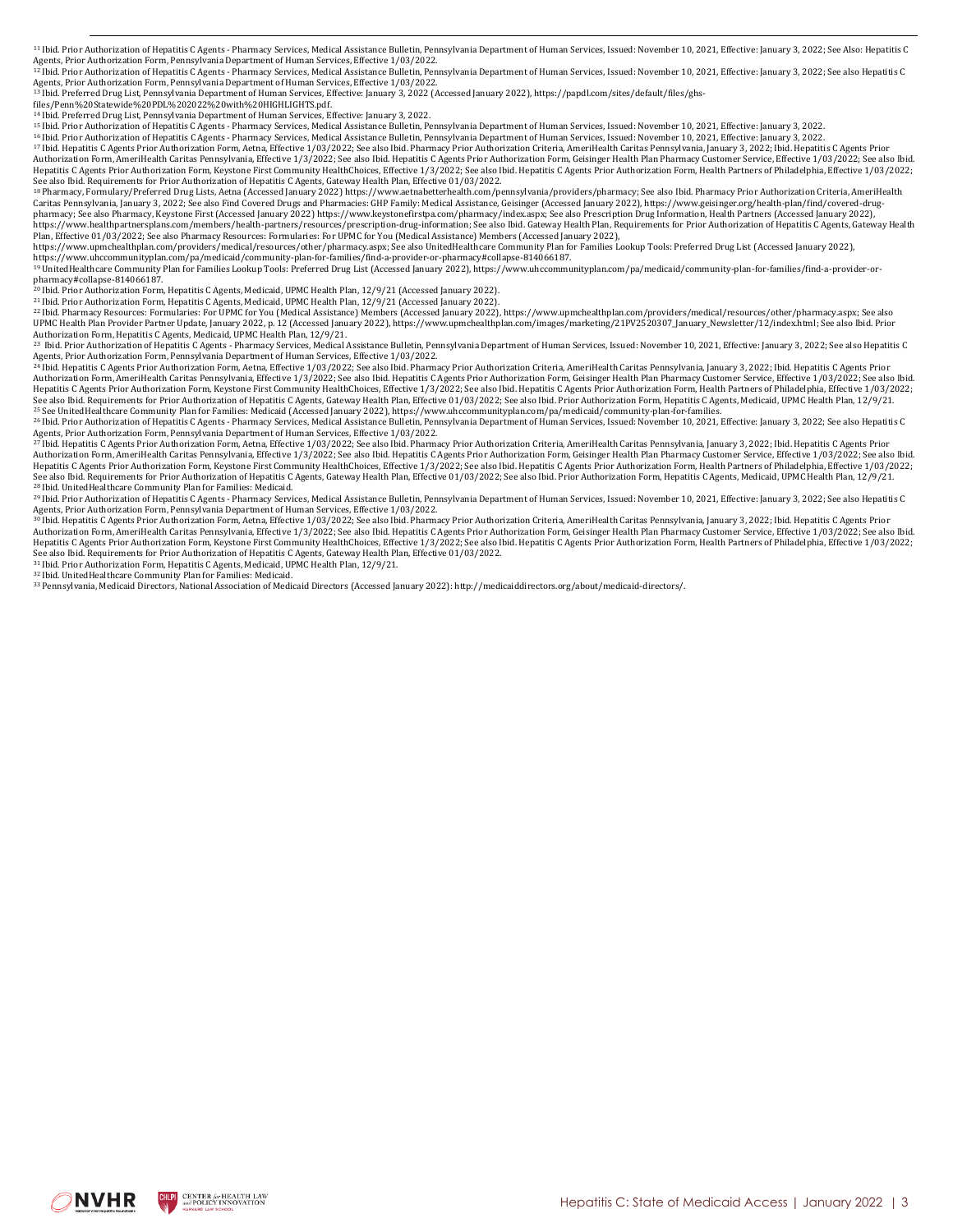[11] Ibid. Prior Authorization of Hepatitis C Agents - Pharmacy Services, Medical Assistance Bulletin, Pennsylvania Department of Human Services, Issued: November 10, 2021, Effective: January 3, 2022; See Also: Hepatitis C Agents, Prior Authorization Form, Pennsylvania Department of Human Services, Effective 1/03/2022.

[12] Ibid. Prior Authorization of Hepatitis C Agents - Pharmacy Services, Medical Assistance Bulletin, Pennsylvania Department of Human Services, Issued: November 10, 2021, Effective: January 3, 2022; See also Hepatitis C Agents, Prior Authorization Form, Pennsylvania Department of Human Services, Effective 1/03/2022.

[13] Ibid. Preferred Drug List, Pennsylvania Department of Human Services, Effective: January 3, 2022 (Accessed January 2022), https://papdl.com/sites/default/files/ghs-files/Penn%20Statewide%20PDL%202022%20with%20HIGHLIGHTS.pdf.

[14] Ibid. Preferred Drug List, Pennsylvania Department of Human Services, Effective: January 3, 2022.

[15] Ibid. Prior Authorization of Hepatitis C Agents - Pharmacy Services, Medical Assistance Bulletin, Pennsylvania Department of Human Services, Issued: November 10, 2021, Effective: January 3, 2022.

[16] Ibid. Prior Authorization of Hepatitis C Agents - Pharmacy Services, Medical Assistance Bulletin, Pennsylvania Department of Human Services, Issued: November 10, 2021, Effective: January 3, 2022.

[17] Ibid. Hepatitis C Agents Prior Authorization Form, Aetna, Effective 1/03/2022; See also Ibid. Pharmacy Prior Authorization Criteria, AmeriHealth Caritas Pennsylvania, January 3, 2022; Ibid. Hepatitis C Agents Prior Authorization Form, AmeriHealth Caritas Pennsylvania, Effective 1/3/2022; See also Ibid. Hepatitis C Agents Prior Authorization Form, Geisinger Health Plan Pharmacy Customer Service, Effective 1/03/2022; See also Ibid. Hepatitis C Agents Prior Authorization Form, Keystone First Community HealthChoices, Effective 1/3/2022; See also Ibid. Hepatitis C Agents Prior Authorization Form, Health Partners of Philadelphia, Effective 1/03/2022; See also Ibid. Requirements for Prior Authorization of Hepatitis C Agents, Gateway Health Plan, Effective 01/03/2022.

[18] Pharmacy, Formulary/Preferred Drug Lists, Aetna (Accessed January 2022) https://www.aetnabetterhealth.com/pennsylvania/providers/pharmacy; See also Ibid. Pharmacy Prior Authorization Criteria, AmeriHealth Caritas Pennsylvania, January 3, 2022; See also Find Covered Drugs and Pharmacies: GHP Family: Medical Assistance, Geisinger (Accessed January 2022), https://www.geisinger.org/health-plan/find/covered-drug-pharmacy; See also Pharmacy, Keystone First (Accessed January 2022) https://www.keystonefirstpa.com/pharmacy/index.aspx; See also Prescription Drug Information, Health Partners (Accessed January 2022), https://www.healthpartnersplans.com/members/health-partners/resources/prescription-drug-information; See also Ibid. Gateway Health Plan, Requirements for Prior Authorization of Hepatitis C Agents, Gateway Health Plan, Effective 01/03/2022; See also Pharmacy Resources: Formularies: For UPMC for You (Medical Assistance) Members (Accessed January 2022), https://www.upmchealthplan.com/providers/medical/resources/other/pharmacy.aspx; See also UnitedHealthcare Community Plan for Families Lookup Tools: Preferred Drug List (Accessed January 2022), https://www.uhccommunityplan.com/pa/medicaid/community-plan-for-families/find-a-provider-or-pharmacy#collapse-814066187.

[19] UnitedHealthcare Community Plan for Families Lookup Tools: Preferred Drug List (Accessed January 2022), https://www.uhccommunityplan.com/pa/medicaid/community-plan-for-families/find-a-provider-or-pharmacy#collapse-814066187.

[20] Ibid. Prior Authorization Form, Hepatitis C Agents, Medicaid, UPMC Health Plan, 12/9/21 (Accessed January 2022).

[21] Ibid. Prior Authorization Form, Hepatitis C Agents, Medicaid, UPMC Health Plan, 12/9/21 (Accessed January 2022).

[22] Ibid. Pharmacy Resources: Formularies: For UPMC for You (Medical Assistance) Members (Accessed January 2022), https://www.upmchealthplan.com/providers/medical/resources/other/pharmacy.aspx; See also UPMC Health Plan Provider Partner Update, January 2022, p. 12 (Accessed January 2022), https://www.upmchealthplan.com/images/marketing/21PV2520307_January_Newsletter/12/index.html; See also Ibid. Prior Authorization Form, Hepatitis C Agents, Medicaid, UPMC Health Plan, 12/9/21.

[23] Ibid. Prior Authorization of Hepatitis C Agents - Pharmacy Services, Medical Assistance Bulletin, Pennsylvania Department of Human Services, Issued: November 10, 2021, Effective: January 3, 2022; See also Hepatitis C Agents, Prior Authorization Form, Pennsylvania Department of Human Services, Effective 1/03/2022.

[24] Ibid. Hepatitis C Agents Prior Authorization Form, Aetna, Effective 1/03/2022; See also Ibid. Pharmacy Prior Authorization Criteria, AmeriHealth Caritas Pennsylvania, January 3, 2022; Ibid. Hepatitis C Agents Prior Authorization Form, AmeriHealth Caritas Pennsylvania, Effective 1/3/2022; See also Ibid. Hepatitis C Agents Prior Authorization Form, Geisinger Health Plan Pharmacy Customer Service, Effective 1/03/2022; See also Ibid. Hepatitis C Agents Prior Authorization Form, Keystone First Community HealthChoices, Effective 1/3/2022; See also Ibid. Hepatitis C Agents Prior Authorization Form, Health Partners of Philadelphia, Effective 1/03/2022; See also Ibid. Requirements for Prior Authorization of Hepatitis C Agents, Gateway Health Plan, Effective 01/03/2022; See also Ibid. Prior Authorization Form, Hepatitis C Agents, Medicaid, UPMC Health Plan, 12/9/21.

[25] See UnitedHealthcare Community Plan for Families: Medicaid (Accessed January 2022), https://www.uhccommunityplan.com/pa/medicaid/community-plan-for-families.

[26] Ibid. Prior Authorization of Hepatitis C Agents - Pharmacy Services, Medical Assistance Bulletin, Pennsylvania Department of Human Services, Issued: November 10, 2021, Effective: January 3, 2022; See also Hepatitis C Agents, Prior Authorization Form, Pennsylvania Department of Human Services, Effective 1/03/2022.

[27] Ibid. Hepatitis C Agents Prior Authorization Form, Aetna, Effective 1/03/2022; See also Ibid. Pharmacy Prior Authorization Criteria, AmeriHealth Caritas Pennsylvania, January 3, 2022; Ibid. Hepatitis C Agents Prior Authorization Form, AmeriHealth Caritas Pennsylvania, Effective 1/3/2022; See also Ibid. Hepatitis C Agents Prior Authorization Form, Geisinger Health Plan Pharmacy Customer Service, Effective 1/03/2022; See also Ibid. Hepatitis C Agents Prior Authorization Form, Keystone First Community HealthChoices, Effective 1/3/2022; See also Ibid. Hepatitis C Agents Prior Authorization Form, Health Partners of Philadelphia, Effective 1/03/2022; See also Ibid. Requirements for Prior Authorization of Hepatitis C Agents, Gateway Health Plan, Effective 01/03/2022; See also Ibid. Prior Authorization Form, Hepatitis C Agents, Medicaid, UPMC Health Plan, 12/9/21.

[28] Ibid. UnitedHealthcare Community Plan for Families: Medicaid.

[29] Ibid. Prior Authorization of Hepatitis C Agents - Pharmacy Services, Medical Assistance Bulletin, Pennsylvania Department of Human Services, Issued: November 10, 2021, Effective: January 3, 2022; See also Hepatitis C Agents, Prior Authorization Form, Pennsylvania Department of Human Services, Effective 1/03/2022.

[30] Ibid. Hepatitis C Agents Prior Authorization Form, Aetna, Effective 1/03/2022; See also Ibid. Pharmacy Prior Authorization Criteria, AmeriHealth Caritas Pennsylvania, January 3, 2022; Ibid. Hepatitis C Agents Prior Authorization Form, AmeriHealth Caritas Pennsylvania, Effective 1/3/2022; See also Ibid. Hepatitis C Agents Prior Authorization Form, Geisinger Health Plan Pharmacy Customer Service, Effective 1/03/2022; See also Ibid. Hepatitis C Agents Prior Authorization Form, Keystone First Community HealthChoices, Effective 1/3/2022; See also Ibid. Hepatitis C Agents Prior Authorization Form, Health Partners of Philadelphia, Effective 1/03/2022; See also Ibid. Requirements for Prior Authorization of Hepatitis C Agents, Gateway Health Plan, Effective 01/03/2022.

[31] Ibid. Prior Authorization Form, Hepatitis C Agents, Medicaid, UPMC Health Plan, 12/9/21.

[32] Ibid. UnitedHealthcare Community Plan for Families: Medicaid.

[33] Pennsylvania, Medicaid Directors, National Association of Medicaid Directors (Accessed January 2022): http://medicaiddirectors.org/about/medicaid-directors/.